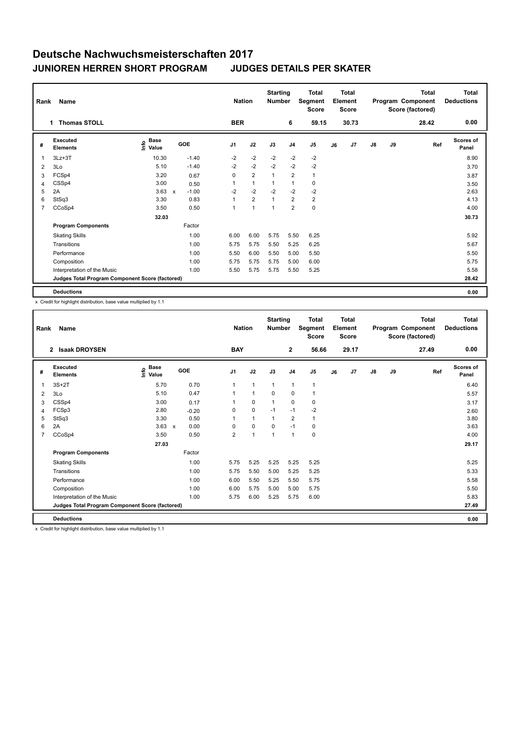# Deutsche Nachwuchsmeisterschaften 2017

## JUNIOREN HERREN SHORT PROGRAM JUDGES DETAILS PER SKATER

| Rank | Name | Nation | Starting Number | Total Segment Score | Total Element Score | Total Program Component Score (factored) | Total Deductions |
|---|---|---|---|---|---|---|---|
| 1 | Thomas STOLL | BER | 6 | 59.15 | 30.73 | 28.42 | 0.00 |

| # | Executed Elements | Info | Base Value | | GOE | J1 | J2 | J3 | J4 | J5 | J6 | J7 | J8 | J9 | Ref | Scores of Panel |
|---|---|---|---|---|---|---|---|---|---|---|---|---|---|---|---|---|
| 1 | 3Lz+3T | | 10.30 | | -1.40 | -2 | -2 | -2 | -2 | -2 | | | | | | 8.90 |
| 2 | 3Lo | | 5.10 | | -1.40 | -2 | -2 | -2 | -2 | -2 | | | | | | 3.70 |
| 3 | FCSp4 | | 3.20 | | 0.67 | 0 | 2 | 1 | 2 | 1 | | | | | | 3.87 |
| 4 | CSSp4 | | 3.00 | | 0.50 | 1 | 1 | 1 | 1 | 0 | | | | | | 3.50 |
| 5 | 2A | | 3.63 | x | -1.00 | -2 | -2 | -2 | -2 | -2 | | | | | | 2.63 |
| 6 | StSq3 | | 3.30 | | 0.83 | 1 | 2 | 1 | 2 | 2 | | | | | | 4.13 |
| 7 | CCoSp4 | | 3.50 | | 0.50 | 1 | 1 | 1 | 2 | 0 | | | | | | 4.00 |
| | | | 32.03 | | | | | | | | | | | | | 30.73 |
| | **Program Components** | | | | Factor | | | | | | | | | | | |
| | Skating Skills | | | | 1.00 | 6.00 | 6.00 | 5.75 | 5.50 | 6.25 | | | | | | 5.92 |
| | Transitions | | | | 1.00 | 5.75 | 5.75 | 5.50 | 5.25 | 6.25 | | | | | | 5.67 |
| | Performance | | | | 1.00 | 5.50 | 6.00 | 5.50 | 5.00 | 5.50 | | | | | | 5.50 |
| | Composition | | | | 1.00 | 5.75 | 5.75 | 5.75 | 5.00 | 6.00 | | | | | | 5.75 |
| | Interpretation of the Music | | | | 1.00 | 5.50 | 5.75 | 5.75 | 5.50 | 5.25 | | | | | | 5.58 |
| | **Judges Total Program Component Score (factored)** | | | | | | | | | | | | | | | 28.42 |
| | **Deductions** | | | | | | | | | | | | | | | 0.00 |

x Credit for highlight distribution, base value multiplied by 1.1

| Rank | Name | Nation | Starting Number | Total Segment Score | Total Element Score | Total Program Component Score (factored) | Total Deductions |
|---|---|---|---|---|---|---|---|
| 2 | Isaak DROYSEN | BAY | 2 | 56.66 | 29.17 | 27.49 | 0.00 |

| # | Executed Elements | Info | Base Value | | GOE | J1 | J2 | J3 | J4 | J5 | J6 | J7 | J8 | J9 | Ref | Scores of Panel |
|---|---|---|---|---|---|---|---|---|---|---|---|---|---|---|---|---|
| 1 | 3S+2T | | 5.70 | | 0.70 | 1 | 1 | 1 | 1 | 1 | | | | | | 6.40 |
| 2 | 3Lo | | 5.10 | | 0.47 | 1 | 1 | 0 | 0 | 1 | | | | | | 5.57 |
| 3 | CSSp4 | | 3.00 | | 0.17 | 1 | 0 | 1 | 0 | 0 | | | | | | 3.17 |
| 4 | FCSp3 | | 2.80 | | -0.20 | 0 | 0 | -1 | -1 | -2 | | | | | | 2.60 |
| 5 | StSq3 | | 3.30 | | 0.50 | 1 | 1 | 1 | 2 | 1 | | | | | | 3.80 |
| 6 | 2A | | 3.63 | x | 0.00 | 0 | 0 | 0 | -1 | 0 | | | | | | 3.63 |
| 7 | CCoSp4 | | 3.50 | | 0.50 | 2 | 1 | 1 | 1 | 0 | | | | | | 4.00 |
| | | | 27.03 | | | | | | | | | | | | | 29.17 |
| | **Program Components** | | | | Factor | | | | | | | | | | | |
| | Skating Skills | | | | 1.00 | 5.75 | 5.25 | 5.25 | 5.25 | 5.25 | | | | | | 5.25 |
| | Transitions | | | | 1.00 | 5.75 | 5.50 | 5.00 | 5.25 | 5.25 | | | | | | 5.33 |
| | Performance | | | | 1.00 | 6.00 | 5.50 | 5.25 | 5.50 | 5.75 | | | | | | 5.58 |
| | Composition | | | | 1.00 | 6.00 | 5.75 | 5.00 | 5.00 | 5.75 | | | | | | 5.50 |
| | Interpretation of the Music | | | | 1.00 | 5.75 | 6.00 | 5.25 | 5.75 | 6.00 | | | | | | 5.83 |
| | **Judges Total Program Component Score (factored)** | | | | | | | | | | | | | | | 27.49 |
| | **Deductions** | | | | | | | | | | | | | | | 0.00 |

x Credit for highlight distribution, base value multiplied by 1.1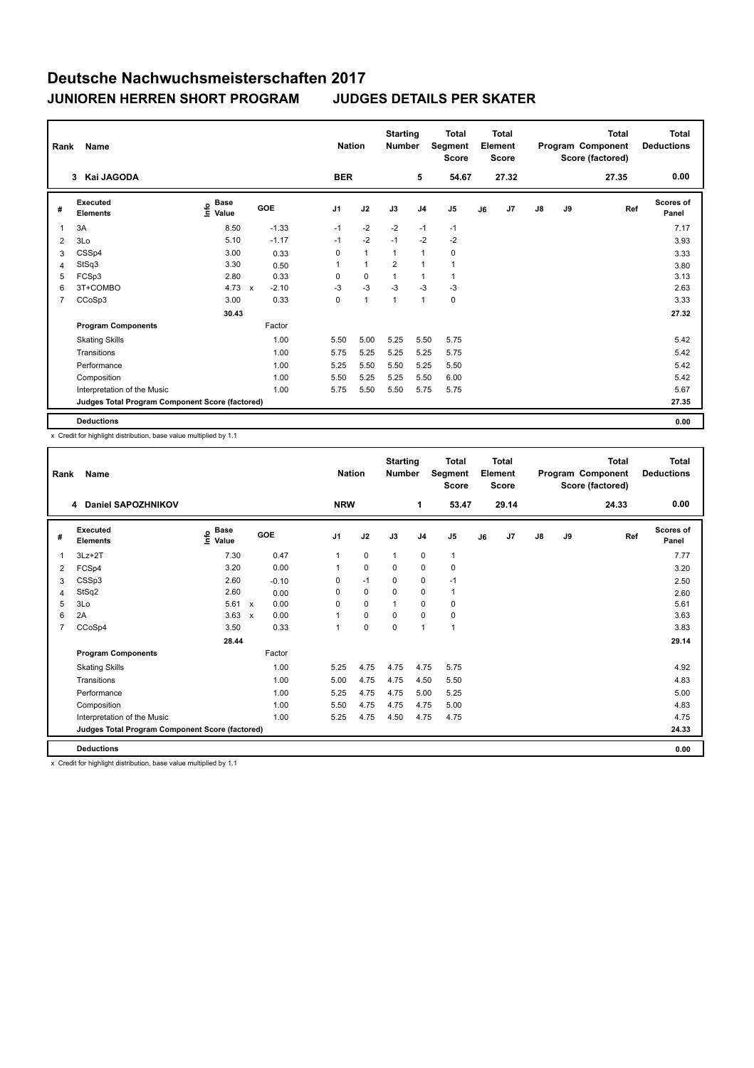# Deutsche Nachwuchsmeisterschaften 2017

## JUNIOREN HERREN SHORT PROGRAM JUDGES DETAILS PER SKATER

| Rank | Name | Nation | Starting Number | Total Segment Score | Total Element Score | Total Program Component Score (factored) | Total Deductions |
|---|---|---|---|---|---|---|---|
| 3 | Kai JAGODA | BER | 5 | 54.67 | 27.32 | 27.35 | 0.00 |

| # | Executed Elements | Info | Base Value | | GOE | J1 | J2 | J3 | J4 | J5 | J6 | J7 | J8 | J9 | Ref | Scores of Panel |
|---|---|---|---|---|---|---|---|---|---|---|---|---|---|---|---|---|
| 1 | 3A | | 8.50 | | -1.33 | -1 | -2 | -2 | -1 | -1 | | | | | | 7.17 |
| 2 | 3Lo | | 5.10 | | -1.17 | -1 | -2 | -1 | -2 | -2 | | | | | | 3.93 |
| 3 | CSSp4 | | 3.00 | | 0.33 | 0 | 1 | 1 | 1 | 0 | | | | | | 3.33 |
| 4 | StSq3 | | 3.30 | | 0.50 | 1 | 1 | 2 | 1 | 1 | | | | | | 3.80 |
| 5 | FCSp3 | | 2.80 | | 0.33 | 0 | 0 | 1 | 1 | 1 | | | | | | 3.13 |
| 6 | 3T+COMBO | | 4.73 | x | -2.10 | -3 | -3 | -3 | -3 | -3 | | | | | | 2.63 |
| 7 | CCoSp3 | | 3.00 | | 0.33 | 0 | 1 | 1 | 1 | 0 | | | | | | 3.33 |
| | | | 30.43 | | | | | | | | | | | | | 27.32 |
| | **Program Components** | | | | Factor | | | | | | | | | | | |
| | Skating Skills | | | | 1.00 | 5.50 | 5.00 | 5.25 | 5.50 | 5.75 | | | | | | 5.42 |
| | Transitions | | | | 1.00 | 5.75 | 5.25 | 5.25 | 5.25 | 5.75 | | | | | | 5.42 |
| | Performance | | | | 1.00 | 5.25 | 5.50 | 5.50 | 5.25 | 5.50 | | | | | | 5.42 |
| | Composition | | | | 1.00 | 5.50 | 5.25 | 5.25 | 5.50 | 6.00 | | | | | | 5.42 |
| | Interpretation of the Music | | | | 1.00 | 5.75 | 5.50 | 5.50 | 5.75 | 5.75 | | | | | | 5.67 |
| | **Judges Total Program Component Score (factored)** | | | | | | | | | | | | | | | 27.35 |
| | **Deductions** | | | | | | | | | | | | | | | 0.00 |

x Credit for highlight distribution, base value multiplied by 1.1

| Rank | Name | Nation | Starting Number | Total Segment Score | Total Element Score | Total Program Component Score (factored) | Total Deductions |
|---|---|---|---|---|---|---|---|
| 4 | Daniel SAPOZHNIKOV | NRW | 1 | 53.47 | 29.14 | 24.33 | 0.00 |

| # | Executed Elements | Info | Base Value | | GOE | J1 | J2 | J3 | J4 | J5 | J6 | J7 | J8 | J9 | Ref | Scores of Panel |
|---|---|---|---|---|---|---|---|---|---|---|---|---|---|---|---|---|
| 1 | 3Lz+2T | | 7.30 | | 0.47 | 1 | 0 | 1 | 0 | 1 | | | | | | 7.77 |
| 2 | FCSp4 | | 3.20 | | 0.00 | 1 | 0 | 0 | 0 | 0 | | | | | | 3.20 |
| 3 | CSSp3 | | 2.60 | | -0.10 | 0 | -1 | 0 | 0 | -1 | | | | | | 2.50 |
| 4 | StSq2 | | 2.60 | | 0.00 | 0 | 0 | 0 | 0 | 1 | | | | | | 2.60 |
| 5 | 3Lo | | 5.61 | x | 0.00 | 0 | 0 | 1 | 0 | 0 | | | | | | 5.61 |
| 6 | 2A | | 3.63 | x | 0.00 | 1 | 0 | 0 | 0 | 0 | | | | | | 3.63 |
| 7 | CCoSp4 | | 3.50 | | 0.33 | 1 | 0 | 0 | 1 | 1 | | | | | | 3.83 |
| | | | 28.44 | | | | | | | | | | | | | 29.14 |
| | **Program Components** | | | | Factor | | | | | | | | | | | |
| | Skating Skills | | | | 1.00 | 5.25 | 4.75 | 4.75 | 4.75 | 5.75 | | | | | | 4.92 |
| | Transitions | | | | 1.00 | 5.00 | 4.75 | 4.75 | 4.50 | 5.50 | | | | | | 4.83 |
| | Performance | | | | 1.00 | 5.25 | 4.75 | 4.75 | 5.00 | 5.25 | | | | | | 5.00 |
| | Composition | | | | 1.00 | 5.50 | 4.75 | 4.75 | 4.75 | 5.00 | | | | | | 4.83 |
| | Interpretation of the Music | | | | 1.00 | 5.25 | 4.75 | 4.50 | 4.75 | 4.75 | | | | | | 4.75 |
| | **Judges Total Program Component Score (factored)** | | | | | | | | | | | | | | | 24.33 |
| | **Deductions** | | | | | | | | | | | | | | | 0.00 |

x Credit for highlight distribution, base value multiplied by 1.1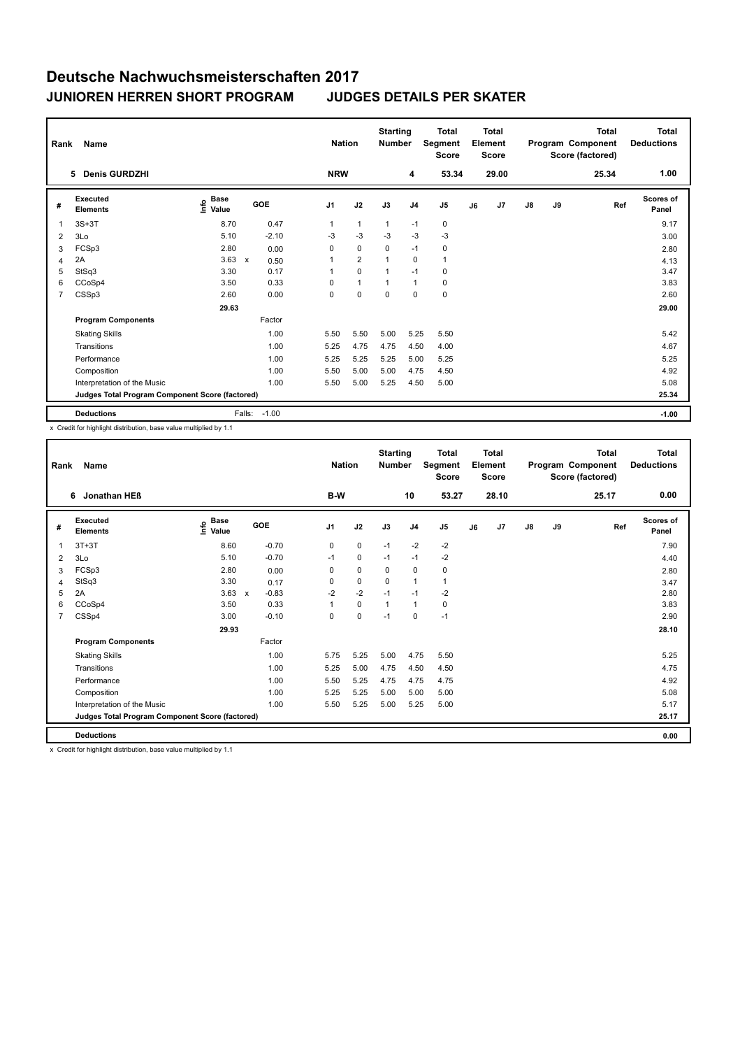# Deutsche Nachwuchsmeisterschaften 2017

## JUNIOREN HERREN SHORT PROGRAM JUDGES DETAILS PER SKATER

| Rank | Name | Nation | Starting Number | Total Segment Score | Total Element Score | Total Program Component Score (factored) | Total Deductions |
|---|---|---|---|---|---|---|---|
| 5 | Denis GURDZHI | NRW | 4 | 53.34 | 29.00 | 25.34 | 1.00 |

| # | Executed Elements | Info | Base Value | | GOE | J1 | J2 | J3 | J4 | J5 | J6 | J7 | J8 | J9 | Ref | Scores of Panel |
|---|---|---|---|---|---|---|---|---|---|---|---|---|---|---|---|---|
| 1 | 3S+3T | | 8.70 | | 0.47 | 1 | 1 | 1 | -1 | 0 | | | | | | 9.17 |
| 2 | 3Lo | | 5.10 | | -2.10 | -3 | -3 | -3 | -3 | -3 | | | | | | 3.00 |
| 3 | FCSp3 | | 2.80 | | 0.00 | 0 | 0 | 0 | -1 | 0 | | | | | | 2.80 |
| 4 | 2A | | 3.63 | x | 0.50 | 1 | 2 | 1 | 0 | 1 | | | | | | 4.13 |
| 5 | StSq3 | | 3.30 | | 0.17 | 1 | 0 | 1 | -1 | 0 | | | | | | 3.47 |
| 6 | CCoSp4 | | 3.50 | | 0.33 | 0 | 1 | 1 | 1 | 0 | | | | | | 3.83 |
| 7 | CSSp3 | | 2.60 | | 0.00 | 0 | 0 | 0 | 0 | 0 | | | | | | 2.60 |
| | | | 29.63 | | | | | | | | | | | | | 29.00 |
| | **Program Components** | | | | Factor | | | | | | | | | | | |
| | Skating Skills | | | | 1.00 | 5.50 | 5.50 | 5.00 | 5.25 | 5.50 | | | | | | 5.42 |
| | Transitions | | | | 1.00 | 5.25 | 4.75 | 4.75 | 4.50 | 4.00 | | | | | | 4.67 |
| | Performance | | | | 1.00 | 5.25 | 5.25 | 5.25 | 5.00 | 5.25 | | | | | | 5.25 |
| | Composition | | | | 1.00 | 5.50 | 5.00 | 5.00 | 4.75 | 4.50 | | | | | | 4.92 |
| | Interpretation of the Music | | | | 1.00 | 5.50 | 5.00 | 5.25 | 4.50 | 5.00 | | | | | | 5.08 |
| | **Judges Total Program Component Score (factored)** | | | | | | | | | | | | | | | 25.34 |
| | **Deductions** | | | Falls: | -1.00 | | | | | | | | | | | -1.00 |

x Credit for highlight distribution, base value multiplied by 1.1

| Rank | Name | Nation | Starting Number | Total Segment Score | Total Element Score | Total Program Component Score (factored) | Total Deductions |
|---|---|---|---|---|---|---|---|
| 6 | Jonathan HEß | B-W | 10 | 53.27 | 28.10 | 25.17 | 0.00 |

| # | Executed Elements | Info | Base Value | | GOE | J1 | J2 | J3 | J4 | J5 | J6 | J7 | J8 | J9 | Ref | Scores of Panel |
|---|---|---|---|---|---|---|---|---|---|---|---|---|---|---|---|---|
| 1 | 3T+3T | | 8.60 | | -0.70 | 0 | 0 | -1 | -2 | -2 | | | | | | 7.90 |
| 2 | 3Lo | | 5.10 | | -0.70 | -1 | 0 | -1 | -1 | -2 | | | | | | 4.40 |
| 3 | FCSp3 | | 2.80 | | 0.00 | 0 | 0 | 0 | 0 | 0 | | | | | | 2.80 |
| 4 | StSq3 | | 3.30 | | 0.17 | 0 | 0 | 0 | 1 | 1 | | | | | | 3.47 |
| 5 | 2A | | 3.63 | x | -0.83 | -2 | -2 | -1 | -1 | -2 | | | | | | 2.80 |
| 6 | CCoSp4 | | 3.50 | | 0.33 | 1 | 0 | 1 | 1 | 0 | | | | | | 3.83 |
| 7 | CSSp4 | | 3.00 | | -0.10 | 0 | 0 | -1 | 0 | -1 | | | | | | 2.90 |
| | | | 29.93 | | | | | | | | | | | | | 28.10 |
| | **Program Components** | | | | Factor | | | | | | | | | | | |
| | Skating Skills | | | | 1.00 | 5.75 | 5.25 | 5.00 | 4.75 | 5.50 | | | | | | 5.25 |
| | Transitions | | | | 1.00 | 5.25 | 5.00 | 4.75 | 4.50 | 4.50 | | | | | | 4.75 |
| | Performance | | | | 1.00 | 5.50 | 5.25 | 4.75 | 4.75 | 4.75 | | | | | | 4.92 |
| | Composition | | | | 1.00 | 5.25 | 5.25 | 5.00 | 5.00 | 5.00 | | | | | | 5.08 |
| | Interpretation of the Music | | | | 1.00 | 5.50 | 5.25 | 5.00 | 5.25 | 5.00 | | | | | | 5.17 |
| | **Judges Total Program Component Score (factored)** | | | | | | | | | | | | | | | 25.17 |
| | **Deductions** | | | | | | | | | | | | | | | 0.00 |

x Credit for highlight distribution, base value multiplied by 1.1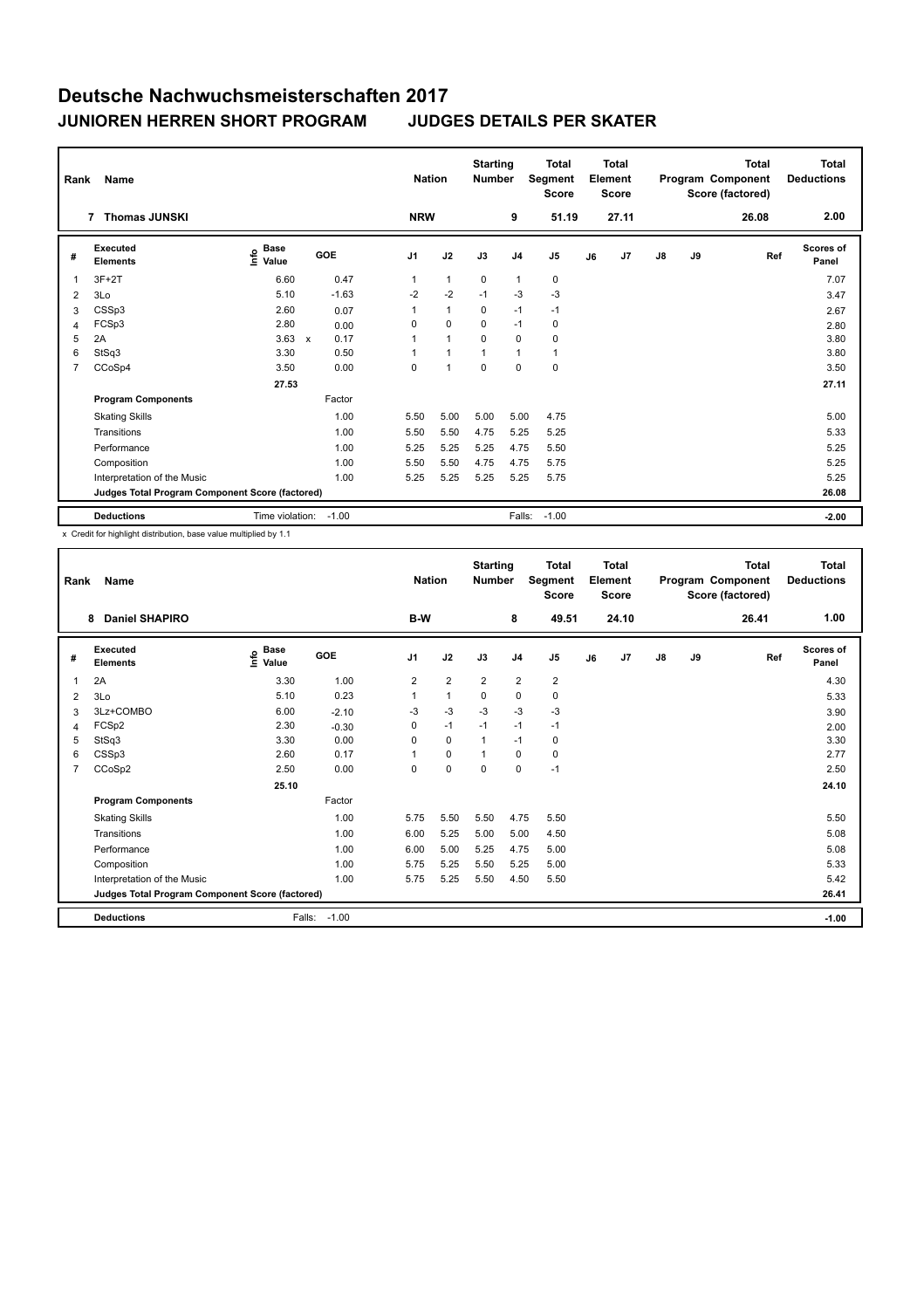# Deutsche Nachwuchsmeisterschaften 2017

## JUNIOREN HERREN SHORT PROGRAM JUDGES DETAILS PER SKATER

| Rank | Name | Nation | Starting Number | Total Segment Score | Total Element Score | Total Program Component Score (factored) | Total Deductions |
|---|---|---|---|---|---|---|---|
| 7 | Thomas JUNSKI | NRW | 9 | 51.19 | 27.11 | 26.08 | 2.00 |

| # | Executed Elements | Info | Base Value | GOE | J1 | J2 | J3 | J4 | J5 | J6 | J7 | J8 | J9 | Ref | Scores of Panel |
|---|---|---|---|---|---|---|---|---|---|---|---|---|---|---|---|
| 1 | 3F+2T | | 6.60 | 0.47 | 1 | 1 | 0 | 1 | 0 | | | | | | 7.07 |
| 2 | 3Lo | | 5.10 | -1.63 | -2 | -2 | -1 | -3 | -3 | | | | | | 3.47 |
| 3 | CSSp3 | | 2.60 | 0.07 | 1 | 1 | 0 | -1 | -1 | | | | | | 2.67 |
| 4 | FCSp3 | | 2.80 | 0.00 | 0 | 0 | 0 | -1 | 0 | | | | | | 2.80 |
| 5 | 2A | | 3.63 x | 0.17 | 1 | 1 | 0 | 0 | 0 | | | | | | 3.80 |
| 6 | StSq3 | | 3.30 | 0.50 | 1 | 1 | 1 | 1 | 1 | | | | | | 3.80 |
| 7 | CCoSp4 | | 3.50 | 0.00 | 0 | 1 | 0 | 0 | 0 | | | | | | 3.50 |
| | | | 27.53 | | | | | | | | | | | | 27.11 |
| | **Program Components** | | | Factor | | | | | | | | | | | |
| | Skating Skills | | | 1.00 | 5.50 | 5.00 | 5.00 | 5.00 | 4.75 | | | | | | 5.00 |
| | Transitions | | | 1.00 | 5.50 | 5.50 | 4.75 | 5.25 | 5.25 | | | | | | 5.33 |
| | Performance | | | 1.00 | 5.25 | 5.25 | 5.25 | 4.75 | 5.50 | | | | | | 5.25 |
| | Composition | | | 1.00 | 5.50 | 5.50 | 4.75 | 4.75 | 5.75 | | | | | | 5.25 |
| | Interpretation of the Music | | | 1.00 | 5.25 | 5.25 | 5.25 | 5.25 | 5.75 | | | | | | 5.25 |
| | **Judges Total Program Component Score (factored)** | | | | | | | | | | | | | | 26.08 |
| | **Deductions** | | Time violation: | -1.00 | | | | Falls: | -1.00 | | | | | | -2.00 |

x Credit for highlight distribution, base value multiplied by 1.1

| Rank | Name | Nation | Starting Number | Total Segment Score | Total Element Score | Total Program Component Score (factored) | Total Deductions |
|---|---|---|---|---|---|---|---|
| 8 | Daniel SHAPIRO | B-W | 8 | 49.51 | 24.10 | 26.41 | 1.00 |

| # | Executed Elements | Info | Base Value | GOE | J1 | J2 | J3 | J4 | J5 | J6 | J7 | J8 | J9 | Ref | Scores of Panel |
|---|---|---|---|---|---|---|---|---|---|---|---|---|---|---|---|
| 1 | 2A | | 3.30 | 1.00 | 2 | 2 | 2 | 2 | 2 | | | | | | 4.30 |
| 2 | 3Lo | | 5.10 | 0.23 | 1 | 1 | 0 | 0 | 0 | | | | | | 5.33 |
| 3 | 3Lz+COMBO | | 6.00 | -2.10 | -3 | -3 | -3 | -3 | -3 | | | | | | 3.90 |
| 4 | FCSp2 | | 2.30 | -0.30 | 0 | -1 | -1 | -1 | -1 | | | | | | 2.00 |
| 5 | StSq3 | | 3.30 | 0.00 | 0 | 0 | 1 | -1 | 0 | | | | | | 3.30 |
| 6 | CSSp3 | | 2.60 | 0.17 | 1 | 0 | 1 | 0 | 0 | | | | | | 2.77 |
| 7 | CCoSp2 | | 2.50 | 0.00 | 0 | 0 | 0 | 0 | -1 | | | | | | 2.50 |
| | | | 25.10 | | | | | | | | | | | | 24.10 |
| | **Program Components** | | | Factor | | | | | | | | | | | |
| | Skating Skills | | | 1.00 | 5.75 | 5.50 | 5.50 | 4.75 | 5.50 | | | | | | 5.50 |
| | Transitions | | | 1.00 | 6.00 | 5.25 | 5.00 | 5.00 | 4.50 | | | | | | 5.08 |
| | Performance | | | 1.00 | 6.00 | 5.00 | 5.25 | 4.75 | 5.00 | | | | | | 5.08 |
| | Composition | | | 1.00 | 5.75 | 5.25 | 5.50 | 5.25 | 5.00 | | | | | | 5.33 |
| | Interpretation of the Music | | | 1.00 | 5.75 | 5.25 | 5.50 | 4.50 | 5.50 | | | | | | 5.42 |
| | **Judges Total Program Component Score (factored)** | | | | | | | | | | | | | | 26.41 |
| | **Deductions** | | Falls: | -1.00 | | | | | | | | | | | -1.00 |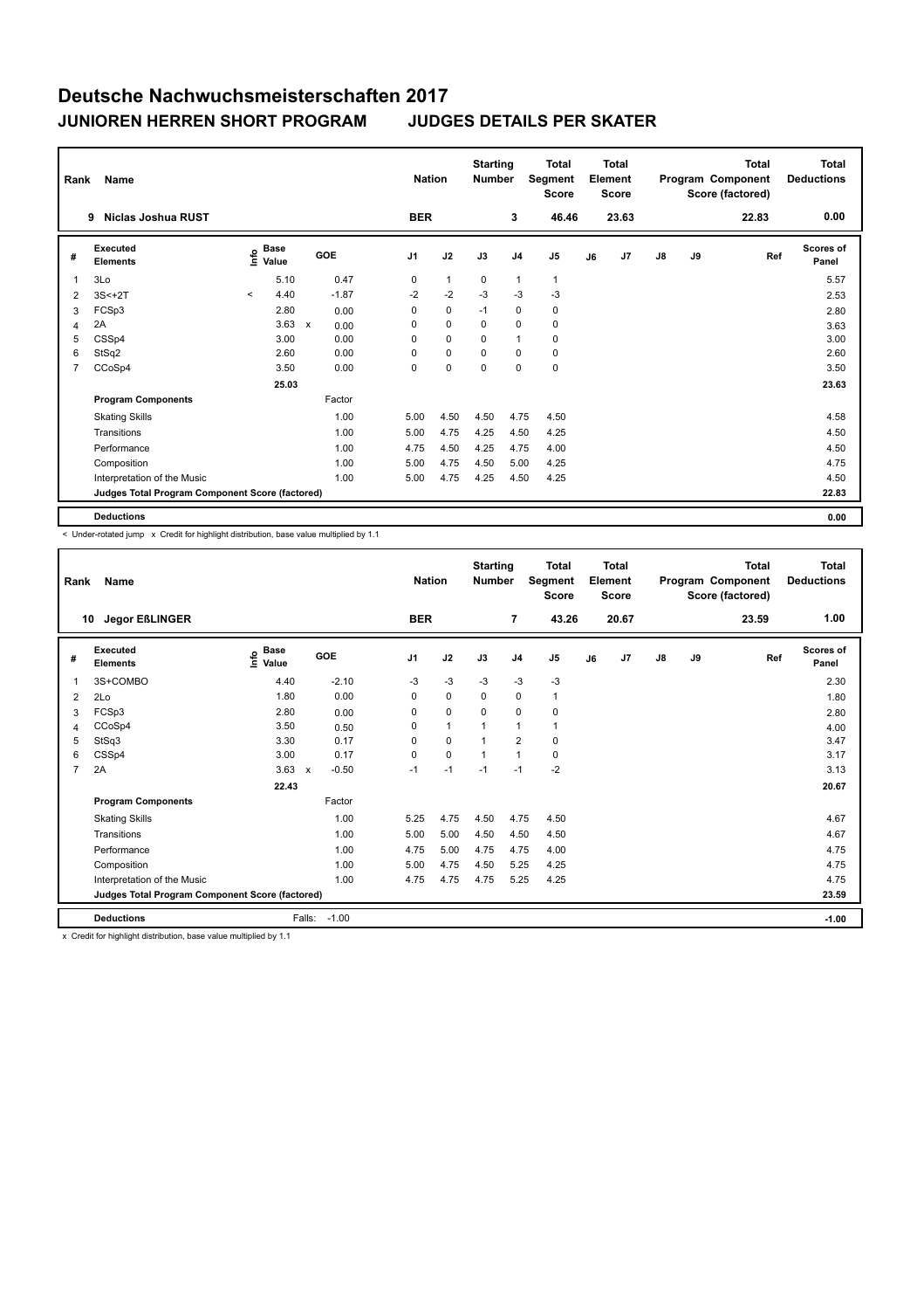# Deutsche Nachwuchsmeisterschaften 2017

## JUNIOREN HERREN SHORT PROGRAM JUDGES DETAILS PER SKATER

| Rank | Name | Nation | Starting Number | Total Segment Score | Total Element Score | Total Program Component Score (factored) | Total Deductions |
|---|---|---|---|---|---|---|---|
| 9 | Niclas Joshua RUST | BER | 3 | 46.46 | 23.63 | 22.83 | 0.00 |

| # | Executed Elements | Info | Base Value | | GOE | J1 | J2 | J3 | J4 | J5 | J6 | J7 | J8 | J9 | Ref | Scores of Panel |
|---|---|---|---|---|---|---|---|---|---|---|---|---|---|---|---|---|
| 1 | 3Lo | | 5.10 | | 0.47 | 0 | 1 | 0 | 1 | 1 | | | | | | 5.57 |
| 2 | 3S<+2T | < | 4.40 | | -1.87 | -2 | -2 | -3 | -3 | -3 | | | | | | 2.53 |
| 3 | FCSp3 | | 2.80 | | 0.00 | 0 | 0 | -1 | 0 | 0 | | | | | | 2.80 |
| 4 | 2A | | 3.63 | x | 0.00 | 0 | 0 | 0 | 0 | 0 | | | | | | 3.63 |
| 5 | CSSp4 | | 3.00 | | 0.00 | 0 | 0 | 0 | 1 | 0 | | | | | | 3.00 |
| 6 | StSq2 | | 2.60 | | 0.00 | 0 | 0 | 0 | 0 | 0 | | | | | | 2.60 |
| 7 | CCoSp4 | | 3.50 | | 0.00 | 0 | 0 | 0 | 0 | 0 | | | | | | 3.50 |
| | | | 25.03 | | | | | | | | | | | | | 23.63 |
| | **Program Components** | | | | Factor | | | | | | | | | | | |
| | Skating Skills | | | | 1.00 | 5.00 | 4.50 | 4.50 | 4.75 | 4.50 | | | | | | 4.58 |
| | Transitions | | | | 1.00 | 5.00 | 4.75 | 4.25 | 4.50 | 4.25 | | | | | | 4.50 |
| | Performance | | | | 1.00 | 4.75 | 4.50 | 4.25 | 4.75 | 4.00 | | | | | | 4.50 |
| | Composition | | | | 1.00 | 5.00 | 4.75 | 4.50 | 5.00 | 4.25 | | | | | | 4.75 |
| | Interpretation of the Music | | | | 1.00 | 5.00 | 4.75 | 4.25 | 4.50 | 4.25 | | | | | | 4.50 |
| | **Judges Total Program Component Score (factored)** | | | | | | | | | | | | | | | 22.83 |
| | **Deductions** | | | | | | | | | | | | | | | 0.00 |

< Under-rotated jump x Credit for highlight distribution, base value multiplied by 1.1

| Rank | Name | Nation | Starting Number | Total Segment Score | Total Element Score | Total Program Component Score (factored) | Total Deductions |
|---|---|---|---|---|---|---|---|
| 10 | Jegor EßLINGER | BER | 7 | 43.26 | 20.67 | 23.59 | 1.00 |

| # | Executed Elements | Info | Base Value | | GOE | J1 | J2 | J3 | J4 | J5 | J6 | J7 | J8 | J9 | Ref | Scores of Panel |
|---|---|---|---|---|---|---|---|---|---|---|---|---|---|---|---|---|
| 1 | 3S+COMBO | | 4.40 | | -2.10 | -3 | -3 | -3 | -3 | -3 | | | | | | 2.30 |
| 2 | 2Lo | | 1.80 | | 0.00 | 0 | 0 | 0 | 0 | 1 | | | | | | 1.80 |
| 3 | FCSp3 | | 2.80 | | 0.00 | 0 | 0 | 0 | 0 | 0 | | | | | | 2.80 |
| 4 | CCoSp4 | | 3.50 | | 0.50 | 0 | 1 | 1 | 1 | 1 | | | | | | 4.00 |
| 5 | StSq3 | | 3.30 | | 0.17 | 0 | 0 | 1 | 2 | 0 | | | | | | 3.47 |
| 6 | CSSp4 | | 3.00 | | 0.17 | 0 | 0 | 1 | 1 | 0 | | | | | | 3.17 |
| 7 | 2A | | 3.63 | x | -0.50 | -1 | -1 | -1 | -1 | -2 | | | | | | 3.13 |
| | | | 22.43 | | | | | | | | | | | | | 20.67 |
| | **Program Components** | | | | Factor | | | | | | | | | | | |
| | Skating Skills | | | | 1.00 | 5.25 | 4.75 | 4.50 | 4.75 | 4.50 | | | | | | 4.67 |
| | Transitions | | | | 1.00 | 5.00 | 5.00 | 4.50 | 4.50 | 4.50 | | | | | | 4.67 |
| | Performance | | | | 1.00 | 4.75 | 5.00 | 4.75 | 4.75 | 4.00 | | | | | | 4.75 |
| | Composition | | | | 1.00 | 5.00 | 4.75 | 4.50 | 5.25 | 4.25 | | | | | | 4.75 |
| | Interpretation of the Music | | | | 1.00 | 4.75 | 4.75 | 4.75 | 5.25 | 4.25 | | | | | | 4.75 |
| | **Judges Total Program Component Score (factored)** | | | | | | | | | | | | | | | 23.59 |
| | **Deductions** | | Falls: | | -1.00 | | | | | | | | | | | -1.00 |

x Credit for highlight distribution, base value multiplied by 1.1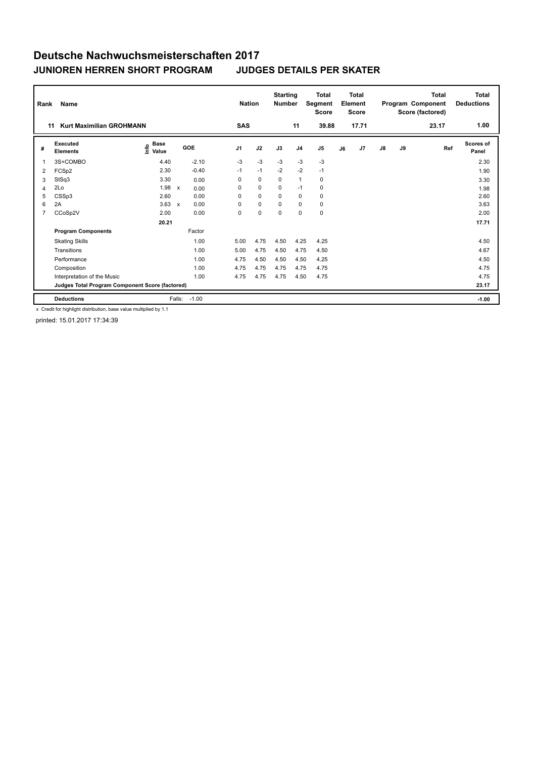# Deutsche Nachwuchsmeisterschaften 2017

## JUNIOREN HERREN SHORT PROGRAM JUDGES DETAILS PER SKATER

| Rank | Name | Nation | Starting Number | Total Segment Score | Total Element Score | Total Program Component Score (factored) | Total Deductions |
|---|---|---|---|---|---|---|---|
| 11 | Kurt Maximilian GROHMANN | SAS | 11 | 39.88 | 17.71 | 23.17 | 1.00 |

| # | Executed Elements | Info | Base Value | | GOE | J1 | J2 | J3 | J4 | J5 | J6 | J7 | J8 | J9 | Ref | Scores of Panel |
|---|---|---|---|---|---|---|---|---|---|---|---|---|---|---|---|---|
| 1 | 3S+COMBO | | 4.40 | | -2.10 | -3 | -3 | -3 | -3 | -3 | | | | | | 2.30 |
| 2 | FCSp2 | | 2.30 | | -0.40 | -1 | -1 | -2 | -2 | -1 | | | | | | 1.90 |
| 3 | StSq3 | | 3.30 | | 0.00 | 0 | 0 | 0 | 1 | 0 | | | | | | 3.30 |
| 4 | 2Lo | | 1.98 | x | 0.00 | 0 | 0 | 0 | -1 | 0 | | | | | | 1.98 |
| 5 | CSSp3 | | 2.60 | | 0.00 | 0 | 0 | 0 | 0 | 0 | | | | | | 2.60 |
| 6 | 2A | | 3.63 | x | 0.00 | 0 | 0 | 0 | 0 | 0 | | | | | | 3.63 |
| 7 | CCoSp2V | | 2.00 | | 0.00 | 0 | 0 | 0 | 0 | 0 | | | | | | 2.00 |
| | | | 20.21 | | | | | | | | | | | | | 17.71 |
| | **Program Components** | | | | Factor | | | | | | | | | | | |
| | Skating Skills | | | | 1.00 | 5.00 | 4.75 | 4.50 | 4.25 | 4.25 | | | | | | 4.50 |
| | Transitions | | | | 1.00 | 5.00 | 4.75 | 4.50 | 4.75 | 4.50 | | | | | | 4.67 |
| | Performance | | | | 1.00 | 4.75 | 4.50 | 4.50 | 4.50 | 4.25 | | | | | | 4.50 |
| | Composition | | | | 1.00 | 4.75 | 4.75 | 4.75 | 4.75 | 4.75 | | | | | | 4.75 |
| | Interpretation of the Music | | | | 1.00 | 4.75 | 4.75 | 4.75 | 4.50 | 4.75 | | | | | | 4.75 |
| | **Judges Total Program Component Score (factored)** | | | | | | | | | | | | | | | 23.17 |
| | **Deductions** | | | Falls: | -1.00 | | | | | | | | | | | -1.00 |

x Credit for highlight distribution, base value multiplied by 1.1

printed: 15.01.2017 17:34:39